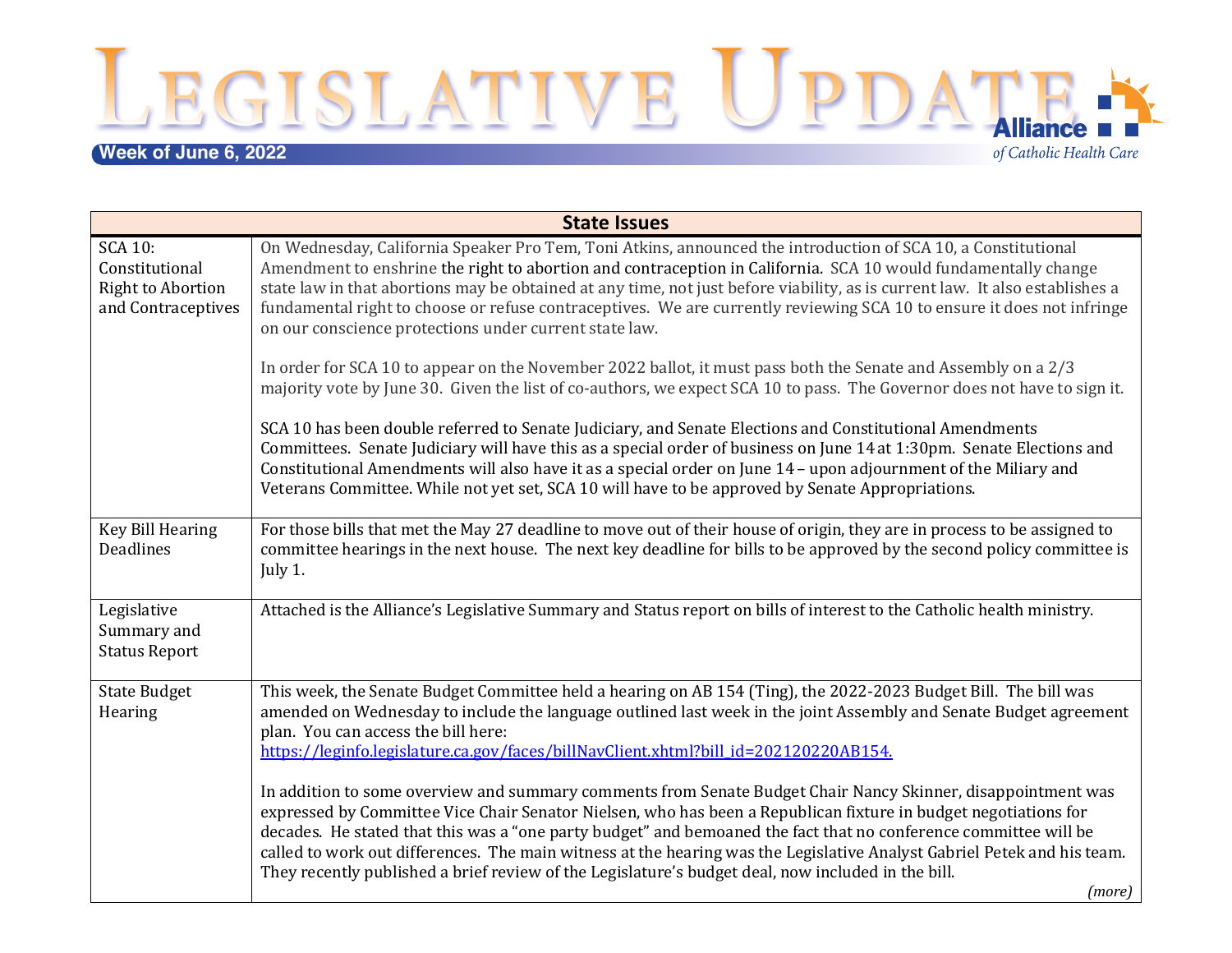# Legislative Update

**Week of June 6, 2022**

Alliance of Catholic Health Care

| State Issues | |
|---|---|
| SCA 10: Constitutional Right to Abortion and Contraceptives | On Wednesday, California Speaker Pro Tem, Toni Atkins, announced the introduction of SCA 10, a Constitutional Amendment to enshrine the right to abortion and contraception in California. SCA 10 would fundamentally change state law in that abortions may be obtained at any time, not just before viability, as is current law. It also establishes a fundamental right to choose or refuse contraceptives. We are currently reviewing SCA 10 to ensure it does not infringe on our conscience protections under current state law.<br><br>In order for SCA 10 to appear on the November 2022 ballot, it must pass both the Senate and Assembly on a 2/3 majority vote by June 30. Given the list of co-authors, we expect SCA 10 to pass. The Governor does not have to sign it.<br><br>SCA 10 has been double referred to Senate Judiciary, and Senate Elections and Constitutional Amendments Committees. Senate Judiciary will have this as a special order of business on June 14 at 1:30pm. Senate Elections and Constitutional Amendments will also have it as a special order on June 14 – upon adjournment of the Miliary and Veterans Committee. While not yet set, SCA 10 will have to be approved by Senate Appropriations. |
| Key Bill Hearing Deadlines | For those bills that met the May 27 deadline to move out of their house of origin, they are in process to be assigned to committee hearings in the next house. The next key deadline for bills to be approved by the second policy committee is July 1. |
| Legislative Summary and Status Report | Attached is the Alliance's Legislative Summary and Status report on bills of interest to the Catholic health ministry. |
| State Budget Hearing | This week, the Senate Budget Committee held a hearing on AB 154 (Ting), the 2022-2023 Budget Bill. The bill was amended on Wednesday to include the language outlined last week in the joint Assembly and Senate Budget agreement plan. You can access the bill here: https://leginfo.legislature.ca.gov/faces/billNavClient.xhtml?bill_id=202120220AB154.<br><br>In addition to some overview and summary comments from Senate Budget Chair Nancy Skinner, disappointment was expressed by Committee Vice Chair Senator Nielsen, who has been a Republican fixture in budget negotiations for decades. He stated that this was a "one party budget" and bemoaned the fact that no conference committee will be called to work out differences. The main witness at the hearing was the Legislative Analyst Gabriel Petek and his team. They recently published a brief review of the Legislature's budget deal, now included in the bill.<br><br>*(more)* |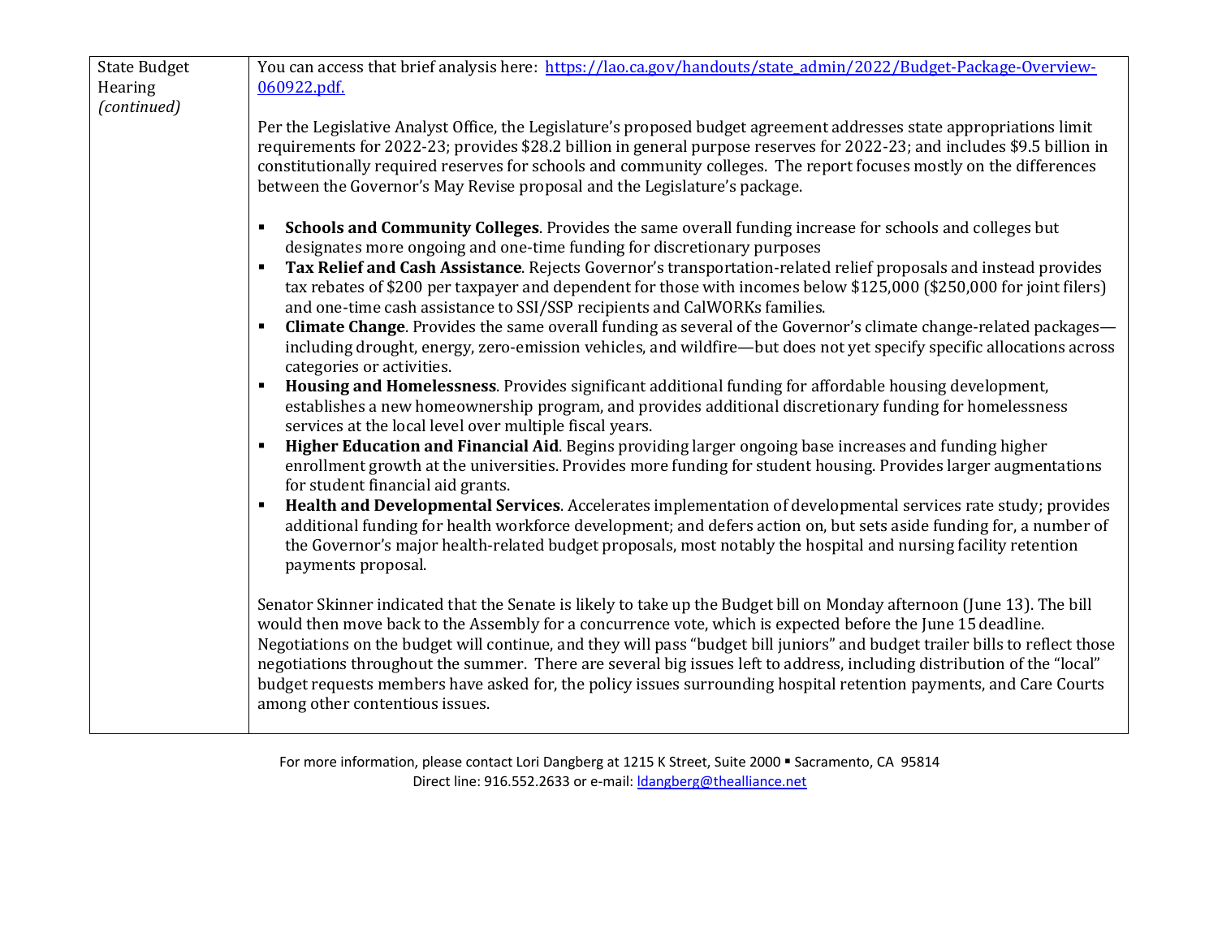| | |
|---|---|
| State Budget Hearing *(continued)* | You can access that brief analysis here: [https://lao.ca.gov/handouts/state_admin/2022/Budget-Package-Overview-060922.pdf.](https://lao.ca.gov/handouts/state_admin/2022/Budget-Package-Overview-060922.pdf)<br><br>Per the Legislative Analyst Office, the Legislature's proposed budget agreement addresses state appropriations limit requirements for 2022-23; provides $28.2 billion in general purpose reserves for 2022-23; and includes $9.5 billion in constitutionally required reserves for schools and community colleges. The report focuses mostly on the differences between the Governor's May Revise proposal and the Legislature's package.<br><br>▪ **Schools and Community Colleges**. Provides the same overall funding increase for schools and colleges but designates more ongoing and one-time funding for discretionary purposes<br>▪ **Tax Relief and Cash Assistance**. Rejects Governor's transportation-related relief proposals and instead provides tax rebates of $200 per taxpayer and dependent for those with incomes below $125,000 ($250,000 for joint filers) and one-time cash assistance to SSI/SSP recipients and CalWORKs families.<br>▪ **Climate Change**. Provides the same overall funding as several of the Governor's climate change-related packages—including drought, energy, zero-emission vehicles, and wildfire—but does not yet specify specific allocations across categories or activities.<br>▪ **Housing and Homelessness**. Provides significant additional funding for affordable housing development, establishes a new homeownership program, and provides additional discretionary funding for homelessness services at the local level over multiple fiscal years.<br>▪ **Higher Education and Financial Aid**. Begins providing larger ongoing base increases and funding higher enrollment growth at the universities. Provides more funding for student housing. Provides larger augmentations for student financial aid grants.<br>▪ **Health and Developmental Services**. Accelerates implementation of developmental services rate study; provides additional funding for health workforce development; and defers action on, but sets aside funding for, a number of the Governor's major health-related budget proposals, most notably the hospital and nursing facility retention payments proposal.<br><br>Senator Skinner indicated that the Senate is likely to take up the Budget bill on Monday afternoon (June 13). The bill would then move back to the Assembly for a concurrence vote, which is expected before the June 15 deadline. Negotiations on the budget will continue, and they will pass "budget bill juniors" and budget trailer bills to reflect those negotiations throughout the summer. There are several big issues left to address, including distribution of the "local" budget requests members have asked for, the policy issues surrounding hospital retention payments, and Care Courts among other contentious issues. |

For more information, please contact Lori Dangberg at 1215 K Street, Suite 2000 ▪ Sacramento, CA 95814
Direct line: 916.552.2633 or e-mail: [ldangberg@thealliance.net](mailto:ldangberg@thealliance.net)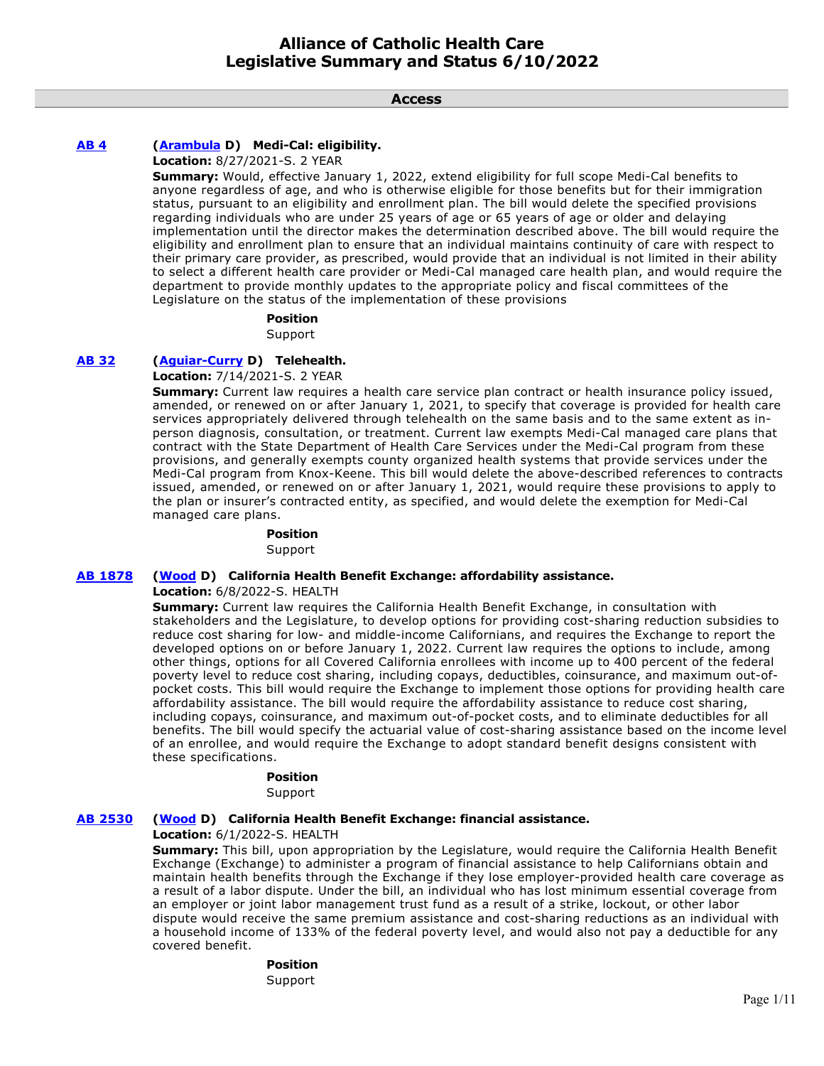# Alliance of Catholic Health Care
# Legislative Summary and Status 6/10/2022

## Access

**AB 4** **(Arambula D) Medi-Cal: eligibility.**

**Location:** 8/27/2021-S. 2 YEAR

**Summary:** Would, effective January 1, 2022, extend eligibility for full scope Medi-Cal benefits to anyone regardless of age, and who is otherwise eligible for those benefits but for their immigration status, pursuant to an eligibility and enrollment plan. The bill would delete the specified provisions regarding individuals who are under 25 years of age or 65 years of age or older and delaying implementation until the director makes the determination described above. The bill would require the eligibility and enrollment plan to ensure that an individual maintains continuity of care with respect to their primary care provider, as prescribed, would provide that an individual is not limited in their ability to select a different health care provider or Medi-Cal managed care health plan, and would require the department to provide monthly updates to the appropriate policy and fiscal committees of the Legislature on the status of the implementation of these provisions

**Position**

Support

**AB 32** **(Aguiar-Curry D) Telehealth.**

**Location:** 7/14/2021-S. 2 YEAR

**Summary:** Current law requires a health care service plan contract or health insurance policy issued, amended, or renewed on or after January 1, 2021, to specify that coverage is provided for health care services appropriately delivered through telehealth on the same basis and to the same extent as in-person diagnosis, consultation, or treatment. Current law exempts Medi-Cal managed care plans that contract with the State Department of Health Care Services under the Medi-Cal program from these provisions, and generally exempts county organized health systems that provide services under the Medi-Cal program from Knox-Keene. This bill would delete the above-described references to contracts issued, amended, or renewed on or after January 1, 2021, would require these provisions to apply to the plan or insurer's contracted entity, as specified, and would delete the exemption for Medi-Cal managed care plans.

**Position**

Support

**AB 1878** **(Wood D) California Health Benefit Exchange: affordability assistance.**

**Location:** 6/8/2022-S. HEALTH

**Summary:** Current law requires the California Health Benefit Exchange, in consultation with stakeholders and the Legislature, to develop options for providing cost-sharing reduction subsidies to reduce cost sharing for low- and middle-income Californians, and requires the Exchange to report the developed options on or before January 1, 2022. Current law requires the options to include, among other things, options for all Covered California enrollees with income up to 400 percent of the federal poverty level to reduce cost sharing, including copays, deductibles, coinsurance, and maximum out-of-pocket costs. This bill would require the Exchange to implement those options for providing health care affordability assistance. The bill would require the affordability assistance to reduce cost sharing, including copays, coinsurance, and maximum out-of-pocket costs, and to eliminate deductibles for all benefits. The bill would specify the actuarial value of cost-sharing assistance based on the income level of an enrollee, and would require the Exchange to adopt standard benefit designs consistent with these specifications.

**Position**

Support

**AB 2530** **(Wood D) California Health Benefit Exchange: financial assistance.**

**Location:** 6/1/2022-S. HEALTH

**Summary:** This bill, upon appropriation by the Legislature, would require the California Health Benefit Exchange (Exchange) to administer a program of financial assistance to help Californians obtain and maintain health benefits through the Exchange if they lose employer-provided health care coverage as a result of a labor dispute. Under the bill, an individual who has lost minimum essential coverage from an employer or joint labor management trust fund as a result of a strike, lockout, or other labor dispute would receive the same premium assistance and cost-sharing reductions as an individual with a household income of 133% of the federal poverty level, and would also not pay a deductible for any covered benefit.

**Position**

Support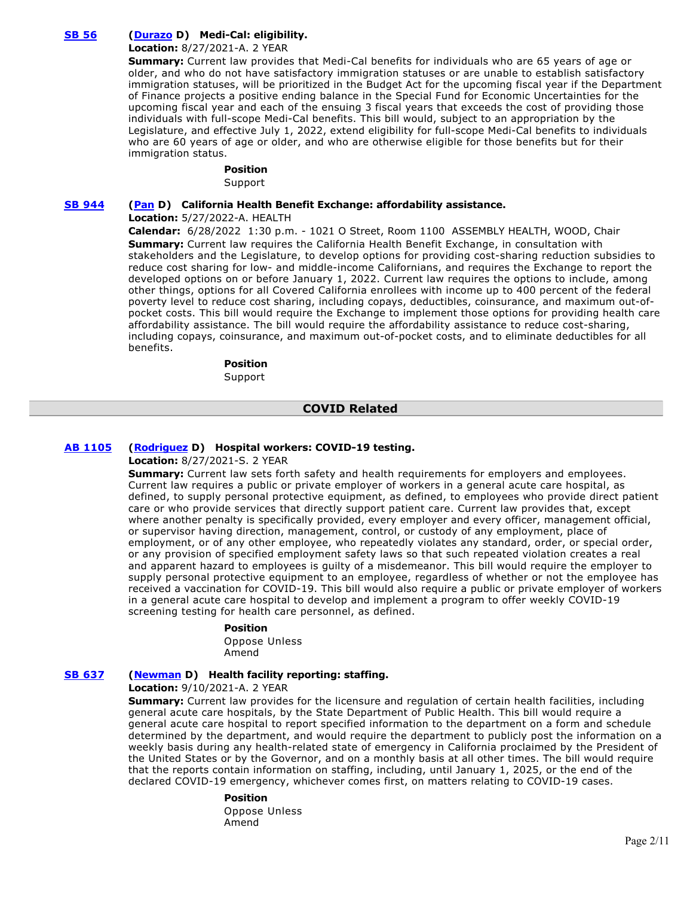**SB 56** **(Durazo D) Medi-Cal: eligibility.**

**Location:** 8/27/2021-A. 2 YEAR

**Summary:** Current law provides that Medi-Cal benefits for individuals who are 65 years of age or older, and who do not have satisfactory immigration statuses or are unable to establish satisfactory immigration statuses, will be prioritized in the Budget Act for the upcoming fiscal year if the Department of Finance projects a positive ending balance in the Special Fund for Economic Uncertainties for the upcoming fiscal year and each of the ensuing 3 fiscal years that exceeds the cost of providing those individuals with full-scope Medi-Cal benefits. This bill would, subject to an appropriation by the Legislature, and effective July 1, 2022, extend eligibility for full-scope Medi-Cal benefits to individuals who are 60 years of age or older, and who are otherwise eligible for those benefits but for their immigration status.

**Position**

Support

**SB 944** **(Pan D) California Health Benefit Exchange: affordability assistance.**

**Location:** 5/27/2022-A. HEALTH

**Calendar:** 6/28/2022 1:30 p.m. - 1021 O Street, Room 1100 ASSEMBLY HEALTH, WOOD, Chair

**Summary:** Current law requires the California Health Benefit Exchange, in consultation with stakeholders and the Legislature, to develop options for providing cost-sharing reduction subsidies to reduce cost sharing for low- and middle-income Californians, and requires the Exchange to report the developed options on or before January 1, 2022. Current law requires the options to include, among other things, options for all Covered California enrollees with income up to 400 percent of the federal poverty level to reduce cost sharing, including copays, deductibles, coinsurance, and maximum out-of-pocket costs. This bill would require the Exchange to implement those options for providing health care affordability assistance. The bill would require the affordability assistance to reduce cost-sharing, including copays, coinsurance, and maximum out-of-pocket costs, and to eliminate deductibles for all benefits.

**Position**

Support

## COVID Related

**AB 1105** **(Rodriguez D) Hospital workers: COVID-19 testing.**

**Location:** 8/27/2021-S. 2 YEAR

**Summary:** Current law sets forth safety and health requirements for employers and employees. Current law requires a public or private employer of workers in a general acute care hospital, as defined, to supply personal protective equipment, as defined, to employees who provide direct patient care or who provide services that directly support patient care. Current law provides that, except where another penalty is specifically provided, every employer and every officer, management official, or supervisor having direction, management, control, or custody of any employment, place of employment, or of any other employee, who repeatedly violates any standard, order, or special order, or any provision of specified employment safety laws so that such repeated violation creates a real and apparent hazard to employees is guilty of a misdemeanor. This bill would require the employer to supply personal protective equipment to an employee, regardless of whether or not the employee has received a vaccination for COVID-19. This bill would also require a public or private employer of workers in a general acute care hospital to develop and implement a program to offer weekly COVID-19 screening testing for health care personnel, as defined.

**Position**

Oppose Unless Amend

**SB 637** **(Newman D) Health facility reporting: staffing.**

**Location:** 9/10/2021-A. 2 YEAR

**Summary:** Current law provides for the licensure and regulation of certain health facilities, including general acute care hospitals, by the State Department of Public Health. This bill would require a general acute care hospital to report specified information to the department on a form and schedule determined by the department, and would require the department to publicly post the information on a weekly basis during any health-related state of emergency in California proclaimed by the President of the United States or by the Governor, and on a monthly basis at all other times. The bill would require that the reports contain information on staffing, including, until January 1, 2025, or the end of the declared COVID-19 emergency, whichever comes first, on matters relating to COVID-19 cases.

**Position**

Oppose Unless Amend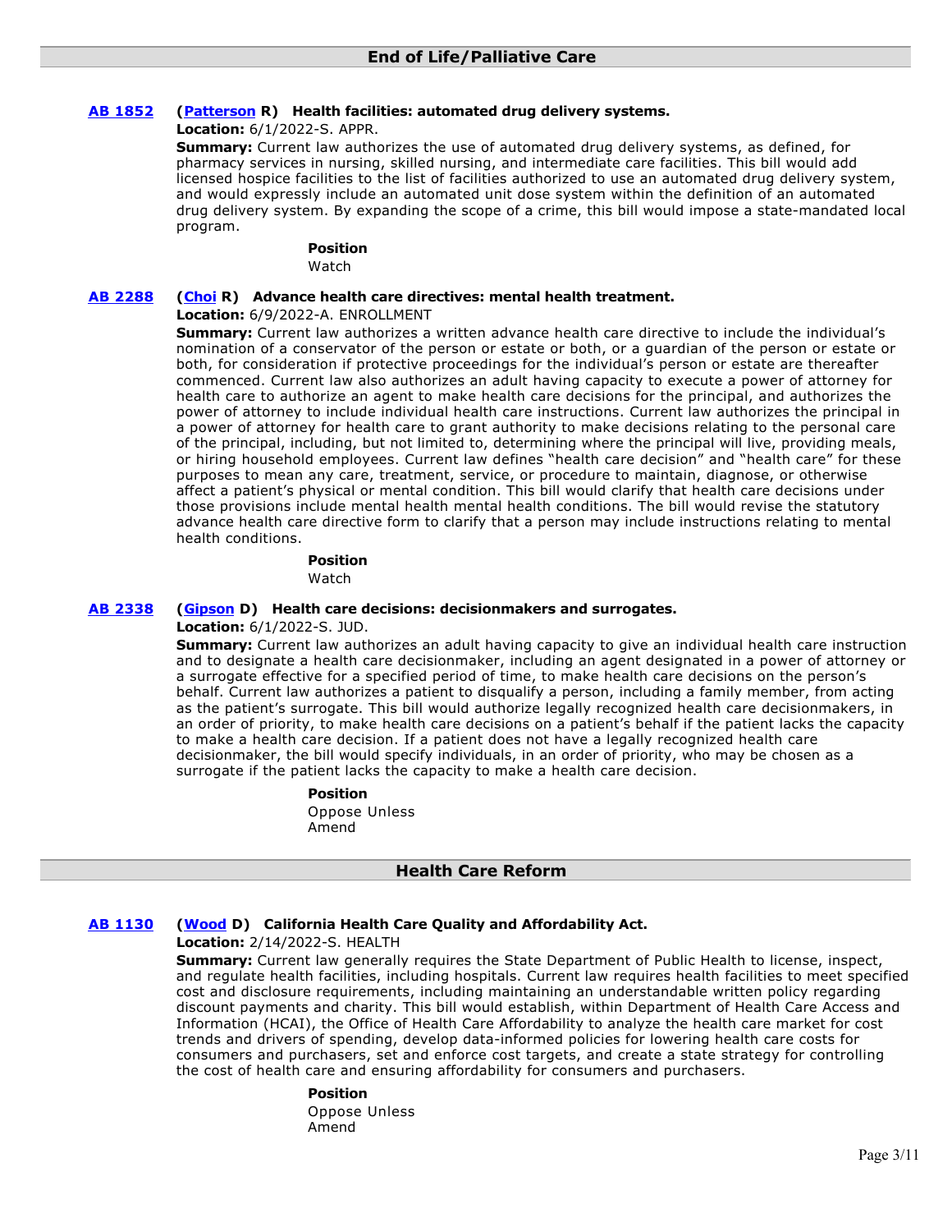## End of Life/Palliative Care

**AB 1852** **(Patterson R) Health facilities: automated drug delivery systems.**

**Location:** 6/1/2022-S. APPR.

**Summary:** Current law authorizes the use of automated drug delivery systems, as defined, for pharmacy services in nursing, skilled nursing, and intermediate care facilities. This bill would add licensed hospice facilities to the list of facilities authorized to use an automated drug delivery system, and would expressly include an automated unit dose system within the definition of an automated drug delivery system. By expanding the scope of a crime, this bill would impose a state-mandated local program.

**Position**

Watch

**AB 2288** **(Choi R) Advance health care directives: mental health treatment.**

**Location:** 6/9/2022-A. ENROLLMENT

**Summary:** Current law authorizes a written advance health care directive to include the individual's nomination of a conservator of the person or estate or both, or a guardian of the person or estate or both, for consideration if protective proceedings for the individual's person or estate are thereafter commenced. Current law also authorizes an adult having capacity to execute a power of attorney for health care to authorize an agent to make health care decisions for the principal, and authorizes the power of attorney to include individual health care instructions. Current law authorizes the principal in a power of attorney for health care to grant authority to make decisions relating to the personal care of the principal, including, but not limited to, determining where the principal will live, providing meals, or hiring household employees. Current law defines "health care decision" and "health care" for these purposes to mean any care, treatment, service, or procedure to maintain, diagnose, or otherwise affect a patient's physical or mental condition. This bill would clarify that health care decisions under those provisions include mental health mental health conditions. The bill would revise the statutory advance health care directive form to clarify that a person may include instructions relating to mental health conditions.

**Position**

Watch

**AB 2338** **(Gipson D) Health care decisions: decisionmakers and surrogates.**

**Location:** 6/1/2022-S. JUD.

**Summary:** Current law authorizes an adult having capacity to give an individual health care instruction and to designate a health care decisionmaker, including an agent designated in a power of attorney or a surrogate effective for a specified period of time, to make health care decisions on the person's behalf. Current law authorizes a patient to disqualify a person, including a family member, from acting as the patient's surrogate. This bill would authorize legally recognized health care decisionmakers, in an order of priority, to make health care decisions on a patient's behalf if the patient lacks the capacity to make a health care decision. If a patient does not have a legally recognized health care decisionmaker, the bill would specify individuals, in an order of priority, who may be chosen as a surrogate if the patient lacks the capacity to make a health care decision.

**Position**

Oppose Unless Amend

## Health Care Reform

**AB 1130** **(Wood D) California Health Care Quality and Affordability Act.**

**Location:** 2/14/2022-S. HEALTH

**Summary:** Current law generally requires the State Department of Public Health to license, inspect, and regulate health facilities, including hospitals. Current law requires health facilities to meet specified cost and disclosure requirements, including maintaining an understandable written policy regarding discount payments and charity. This bill would establish, within Department of Health Care Access and Information (HCAI), the Office of Health Care Affordability to analyze the health care market for cost trends and drivers of spending, develop data-informed policies for lowering health care costs for consumers and purchasers, set and enforce cost targets, and create a state strategy for controlling the cost of health care and ensuring affordability for consumers and purchasers.

**Position**

Oppose Unless Amend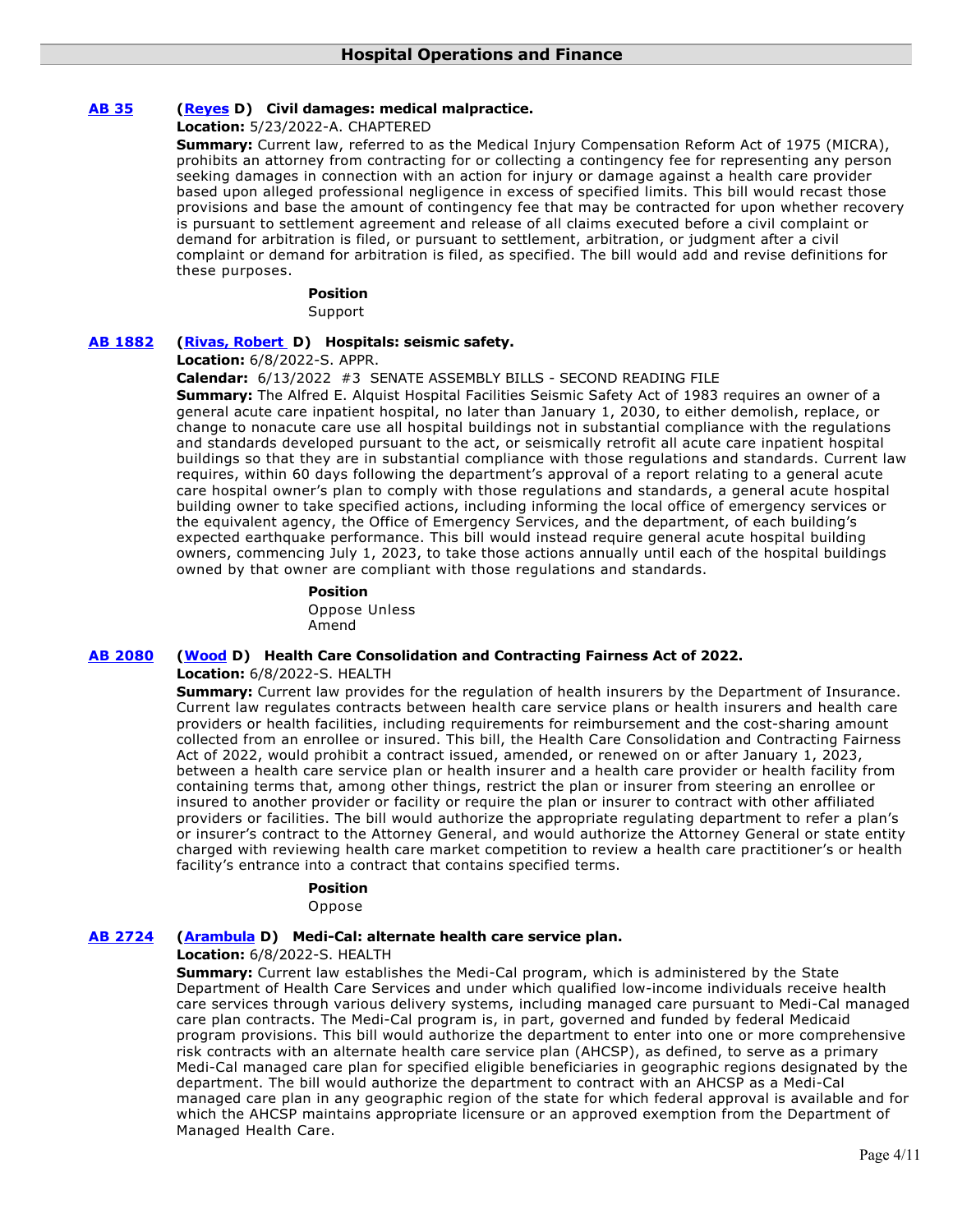## Hospital Operations and Finance

**AB 35** **(Reyes D) Civil damages: medical malpractice.**

**Location:** 5/23/2022-A. CHAPTERED

**Summary:** Current law, referred to as the Medical Injury Compensation Reform Act of 1975 (MICRA), prohibits an attorney from contracting for or collecting a contingency fee for representing any person seeking damages in connection with an action for injury or damage against a health care provider based upon alleged professional negligence in excess of specified limits. This bill would recast those provisions and base the amount of contingency fee that may be contracted for upon whether recovery is pursuant to settlement agreement and release of all claims executed before a civil complaint or demand for arbitration is filed, or pursuant to settlement, arbitration, or judgment after a civil complaint or demand for arbitration is filed, as specified. The bill would add and revise definitions for these purposes.

**Position**

Support

**AB 1882** **(Rivas, Robert D) Hospitals: seismic safety.**

**Location:** 6/8/2022-S. APPR.

**Calendar:** 6/13/2022 #3 SENATE ASSEMBLY BILLS - SECOND READING FILE

**Summary:** The Alfred E. Alquist Hospital Facilities Seismic Safety Act of 1983 requires an owner of a general acute care inpatient hospital, no later than January 1, 2030, to either demolish, replace, or change to nonacute care use all hospital buildings not in substantial compliance with the regulations and standards developed pursuant to the act, or seismically retrofit all acute care inpatient hospital buildings so that they are in substantial compliance with those regulations and standards. Current law requires, within 60 days following the department's approval of a report relating to a general acute care hospital owner's plan to comply with those regulations and standards, a general acute hospital building owner to take specified actions, including informing the local office of emergency services or the equivalent agency, the Office of Emergency Services, and the department, of each building's expected earthquake performance. This bill would instead require general acute hospital building owners, commencing July 1, 2023, to take those actions annually until each of the hospital buildings owned by that owner are compliant with those regulations and standards.

**Position**

Oppose Unless Amend

**AB 2080** **(Wood D) Health Care Consolidation and Contracting Fairness Act of 2022.**

**Location:** 6/8/2022-S. HEALTH

**Summary:** Current law provides for the regulation of health insurers by the Department of Insurance. Current law regulates contracts between health care service plans or health insurers and health care providers or health facilities, including requirements for reimbursement and the cost-sharing amount collected from an enrollee or insured. This bill, the Health Care Consolidation and Contracting Fairness Act of 2022, would prohibit a contract issued, amended, or renewed on or after January 1, 2023, between a health care service plan or health insurer and a health care provider or health facility from containing terms that, among other things, restrict the plan or insurer from steering an enrollee or insured to another provider or facility or require the plan or insurer to contract with other affiliated providers or facilities. The bill would authorize the appropriate regulating department to refer a plan's or insurer's contract to the Attorney General, and would authorize the Attorney General or state entity charged with reviewing health care market competition to review a health care practitioner's or health facility's entrance into a contract that contains specified terms.

**Position**

Oppose

**AB 2724** **(Arambula D) Medi-Cal: alternate health care service plan.**

**Location:** 6/8/2022-S. HEALTH

**Summary:** Current law establishes the Medi-Cal program, which is administered by the State Department of Health Care Services and under which qualified low-income individuals receive health care services through various delivery systems, including managed care pursuant to Medi-Cal managed care plan contracts. The Medi-Cal program is, in part, governed and funded by federal Medicaid program provisions. This bill would authorize the department to enter into one or more comprehensive risk contracts with an alternate health care service plan (AHCSP), as defined, to serve as a primary Medi-Cal managed care plan for specified eligible beneficiaries in geographic regions designated by the department. The bill would authorize the department to contract with an AHCSP as a Medi-Cal managed care plan in any geographic region of the state for which federal approval is available and for which the AHCSP maintains appropriate licensure or an approved exemption from the Department of Managed Health Care.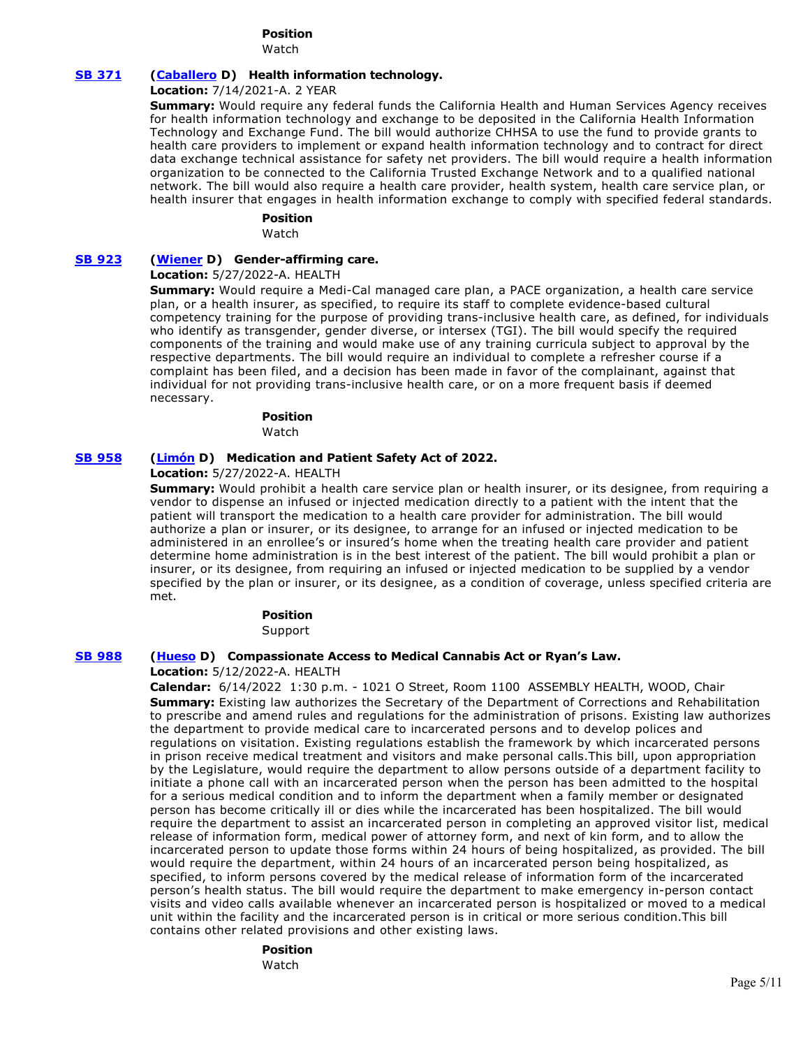**Position**
Watch

**SB 371** **(Caballero D) Health information technology.**

**Location:** 7/14/2021-A. 2 YEAR

**Summary:** Would require any federal funds the California Health and Human Services Agency receives for health information technology and exchange to be deposited in the California Health Information Technology and Exchange Fund. The bill would authorize CHHSA to use the fund to provide grants to health care providers to implement or expand health information technology and to contract for direct data exchange technical assistance for safety net providers. The bill would require a health information organization to be connected to the California Trusted Exchange Network and to a qualified national network. The bill would also require a health care provider, health system, health care service plan, or health insurer that engages in health information exchange to comply with specified federal standards.

**Position**
Watch

**SB 923** **(Wiener D) Gender-affirming care.**

**Location:** 5/27/2022-A. HEALTH

**Summary:** Would require a Medi-Cal managed care plan, a PACE organization, a health care service plan, or a health insurer, as specified, to require its staff to complete evidence-based cultural competency training for the purpose of providing trans-inclusive health care, as defined, for individuals who identify as transgender, gender diverse, or intersex (TGI). The bill would specify the required components of the training and would make use of any training curricula subject to approval by the respective departments. The bill would require an individual to complete a refresher course if a complaint has been filed, and a decision has been made in favor of the complainant, against that individual for not providing trans-inclusive health care, or on a more frequent basis if deemed necessary.

**Position**
Watch

**SB 958** **(Limón D) Medication and Patient Safety Act of 2022.**

**Location:** 5/27/2022-A. HEALTH

**Summary:** Would prohibit a health care service plan or health insurer, or its designee, from requiring a vendor to dispense an infused or injected medication directly to a patient with the intent that the patient will transport the medication to a health care provider for administration. The bill would authorize a plan or insurer, or its designee, to arrange for an infused or injected medication to be administered in an enrollee's or insured's home when the treating health care provider and patient determine home administration is in the best interest of the patient. The bill would prohibit a plan or insurer, or its designee, from requiring an infused or injected medication to be supplied by a vendor specified by the plan or insurer, or its designee, as a condition of coverage, unless specified criteria are met.

**Position**
Support

**SB 988** **(Hueso D) Compassionate Access to Medical Cannabis Act or Ryan's Law.**

**Location:** 5/12/2022-A. HEALTH

**Calendar:** 6/14/2022 1:30 p.m. - 1021 O Street, Room 1100 ASSEMBLY HEALTH, WOOD, Chair

**Summary:** Existing law authorizes the Secretary of the Department of Corrections and Rehabilitation to prescribe and amend rules and regulations for the administration of prisons. Existing law authorizes the department to provide medical care to incarcerated persons and to develop polices and regulations on visitation. Existing regulations establish the framework by which incarcerated persons in prison receive medical treatment and visitors and make personal calls.This bill, upon appropriation by the Legislature, would require the department to allow persons outside of a department facility to initiate a phone call with an incarcerated person when the person has been admitted to the hospital for a serious medical condition and to inform the department when a family member or designated person has become critically ill or dies while the incarcerated has been hospitalized. The bill would require the department to assist an incarcerated person in completing an approved visitor list, medical release of information form, medical power of attorney form, and next of kin form, and to allow the incarcerated person to update those forms within 24 hours of being hospitalized, as provided. The bill would require the department, within 24 hours of an incarcerated person being hospitalized, as specified, to inform persons covered by the medical release of information form of the incarcerated person's health status. The bill would require the department to make emergency in-person contact visits and video calls available whenever an incarcerated person is hospitalized or moved to a medical unit within the facility and the incarcerated person is in critical or more serious condition.This bill contains other related provisions and other existing laws.

**Position**
Watch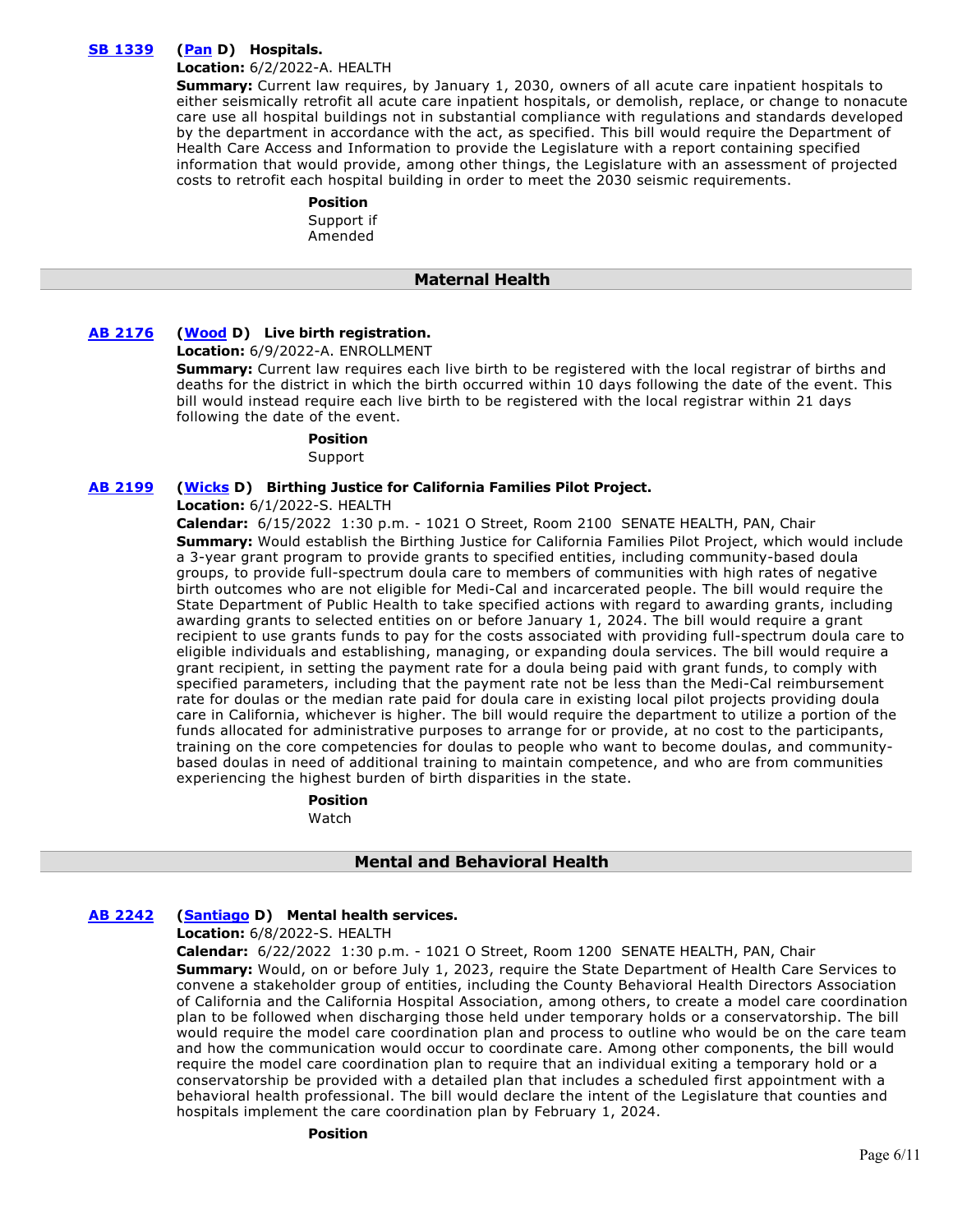**SB 1339** **(Pan D) Hospitals.**

**Location:** 6/2/2022-A. HEALTH

**Summary:** Current law requires, by January 1, 2030, owners of all acute care inpatient hospitals to either seismically retrofit all acute care inpatient hospitals, or demolish, replace, or change to nonacute care use all hospital buildings not in substantial compliance with regulations and standards developed by the department in accordance with the act, as specified. This bill would require the Department of Health Care Access and Information to provide the Legislature with a report containing specified information that would provide, among other things, the Legislature with an assessment of projected costs to retrofit each hospital building in order to meet the 2030 seismic requirements.

**Position**

Support if Amended

## Maternal Health

**AB 2176** **(Wood D) Live birth registration.**

**Location:** 6/9/2022-A. ENROLLMENT

**Summary:** Current law requires each live birth to be registered with the local registrar of births and deaths for the district in which the birth occurred within 10 days following the date of the event. This bill would instead require each live birth to be registered with the local registrar within 21 days following the date of the event.

**Position**

Support

**AB 2199** **(Wicks D) Birthing Justice for California Families Pilot Project.**

**Location:** 6/1/2022-S. HEALTH

**Calendar:** 6/15/2022 1:30 p.m. - 1021 O Street, Room 2100 SENATE HEALTH, PAN, Chair

**Summary:** Would establish the Birthing Justice for California Families Pilot Project, which would include a 3-year grant program to provide grants to specified entities, including community-based doula groups, to provide full-spectrum doula care to members of communities with high rates of negative birth outcomes who are not eligible for Medi-Cal and incarcerated people. The bill would require the State Department of Public Health to take specified actions with regard to awarding grants, including awarding grants to selected entities on or before January 1, 2024. The bill would require a grant recipient to use grants funds to pay for the costs associated with providing full-spectrum doula care to eligible individuals and establishing, managing, or expanding doula services. The bill would require a grant recipient, in setting the payment rate for a doula being paid with grant funds, to comply with specified parameters, including that the payment rate not be less than the Medi-Cal reimbursement rate for doulas or the median rate paid for doula care in existing local pilot projects providing doula care in California, whichever is higher. The bill would require the department to utilize a portion of the funds allocated for administrative purposes to arrange for or provide, at no cost to the participants, training on the core competencies for doulas to people who want to become doulas, and community-based doulas in need of additional training to maintain competence, and who are from communities experiencing the highest burden of birth disparities in the state.

**Position**

Watch

## Mental and Behavioral Health

**AB 2242** **(Santiago D) Mental health services.**

**Location:** 6/8/2022-S. HEALTH

**Calendar:** 6/22/2022 1:30 p.m. - 1021 O Street, Room 1200 SENATE HEALTH, PAN, Chair

**Summary:** Would, on or before July 1, 2023, require the State Department of Health Care Services to convene a stakeholder group of entities, including the County Behavioral Health Directors Association of California and the California Hospital Association, among others, to create a model care coordination plan to be followed when discharging those held under temporary holds or a conservatorship. The bill would require the model care coordination plan and process to outline who would be on the care team and how the communication would occur to coordinate care. Among other components, the bill would require the model care coordination plan to require that an individual exiting a temporary hold or a conservatorship be provided with a detailed plan that includes a scheduled first appointment with a behavioral health professional. The bill would declare the intent of the Legislature that counties and hospitals implement the care coordination plan by February 1, 2024.

**Position**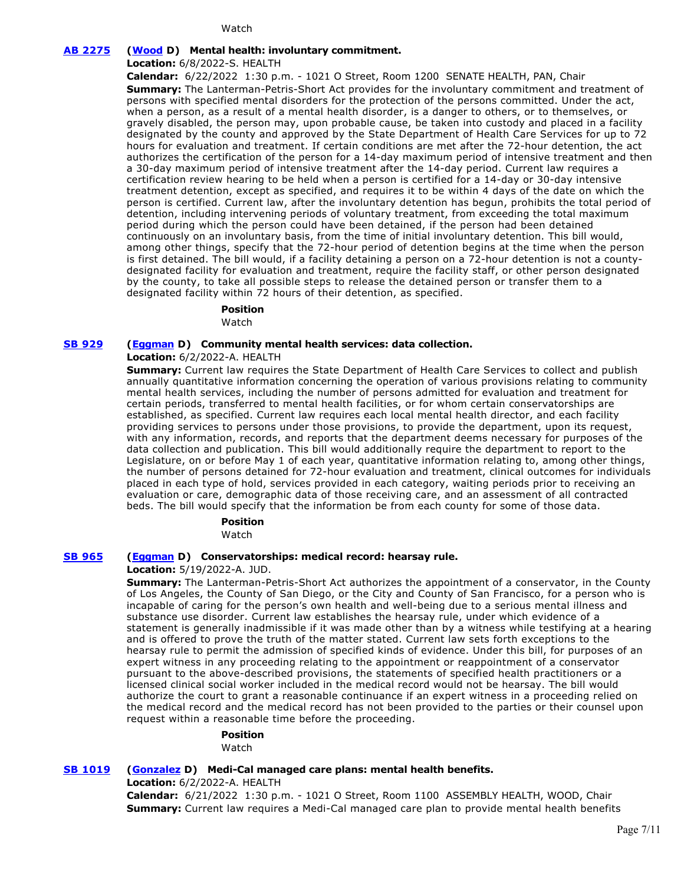Watch

**[AB 2275](#) ([Wood](#) D) Mental health: involuntary commitment.**

**Location:** 6/8/2022-S. HEALTH

**Calendar:** 6/22/2022 1:30 p.m. - 1021 O Street, Room 1200 SENATE HEALTH, PAN, Chair

**Summary:** The Lanterman-Petris-Short Act provides for the involuntary commitment and treatment of persons with specified mental disorders for the protection of the persons committed. Under the act, when a person, as a result of a mental health disorder, is a danger to others, or to themselves, or gravely disabled, the person may, upon probable cause, be taken into custody and placed in a facility designated by the county and approved by the State Department of Health Care Services for up to 72 hours for evaluation and treatment. If certain conditions are met after the 72-hour detention, the act authorizes the certification of the person for a 14-day maximum period of intensive treatment and then a 30-day maximum period of intensive treatment after the 14-day period. Current law requires a certification review hearing to be held when a person is certified for a 14-day or 30-day intensive treatment detention, except as specified, and requires it to be within 4 days of the date on which the person is certified. Current law, after the involuntary detention has begun, prohibits the total period of detention, including intervening periods of voluntary treatment, from exceeding the total maximum period during which the person could have been detained, if the person had been detained continuously on an involuntary basis, from the time of initial involuntary detention. This bill would, among other things, specify that the 72-hour period of detention begins at the time when the person is first detained. The bill would, if a facility detaining a person on a 72-hour detention is not a county-designated facility for evaluation and treatment, require the facility staff, or other person designated by the county, to take all possible steps to release the detained person or transfer them to a designated facility within 72 hours of their detention, as specified.

**Position**

Watch

**[SB 929](#) ([Eggman](#) D) Community mental health services: data collection.**

**Location:** 6/2/2022-A. HEALTH

**Summary:** Current law requires the State Department of Health Care Services to collect and publish annually quantitative information concerning the operation of various provisions relating to community mental health services, including the number of persons admitted for evaluation and treatment for certain periods, transferred to mental health facilities, or for whom certain conservatorships are established, as specified. Current law requires each local mental health director, and each facility providing services to persons under those provisions, to provide the department, upon its request, with any information, records, and reports that the department deems necessary for purposes of the data collection and publication. This bill would additionally require the department to report to the Legislature, on or before May 1 of each year, quantitative information relating to, among other things, the number of persons detained for 72-hour evaluation and treatment, clinical outcomes for individuals placed in each type of hold, services provided in each category, waiting periods prior to receiving an evaluation or care, demographic data of those receiving care, and an assessment of all contracted beds. The bill would specify that the information be from each county for some of those data.

**Position**

Watch

**[SB 965](#) ([Eggman](#) D) Conservatorships: medical record: hearsay rule.**

**Location:** 5/19/2022-A. JUD.

**Summary:** The Lanterman-Petris-Short Act authorizes the appointment of a conservator, in the County of Los Angeles, the County of San Diego, or the City and County of San Francisco, for a person who is incapable of caring for the person's own health and well-being due to a serious mental illness and substance use disorder. Current law establishes the hearsay rule, under which evidence of a statement is generally inadmissible if it was made other than by a witness while testifying at a hearing and is offered to prove the truth of the matter stated. Current law sets forth exceptions to the hearsay rule to permit the admission of specified kinds of evidence. Under this bill, for purposes of an expert witness in any proceeding relating to the appointment or reappointment of a conservator pursuant to the above-described provisions, the statements of specified health practitioners or a licensed clinical social worker included in the medical record would not be hearsay. The bill would authorize the court to grant a reasonable continuance if an expert witness in a proceeding relied on the medical record and the medical record has not been provided to the parties or their counsel upon request within a reasonable time before the proceeding.

**Position**

Watch

**[SB 1019](#) ([Gonzalez](#) D) Medi-Cal managed care plans: mental health benefits.**

**Location:** 6/2/2022-A. HEALTH

**Calendar:** 6/21/2022 1:30 p.m. - 1021 O Street, Room 1100 ASSEMBLY HEALTH, WOOD, Chair

**Summary:** Current law requires a Medi-Cal managed care plan to provide mental health benefits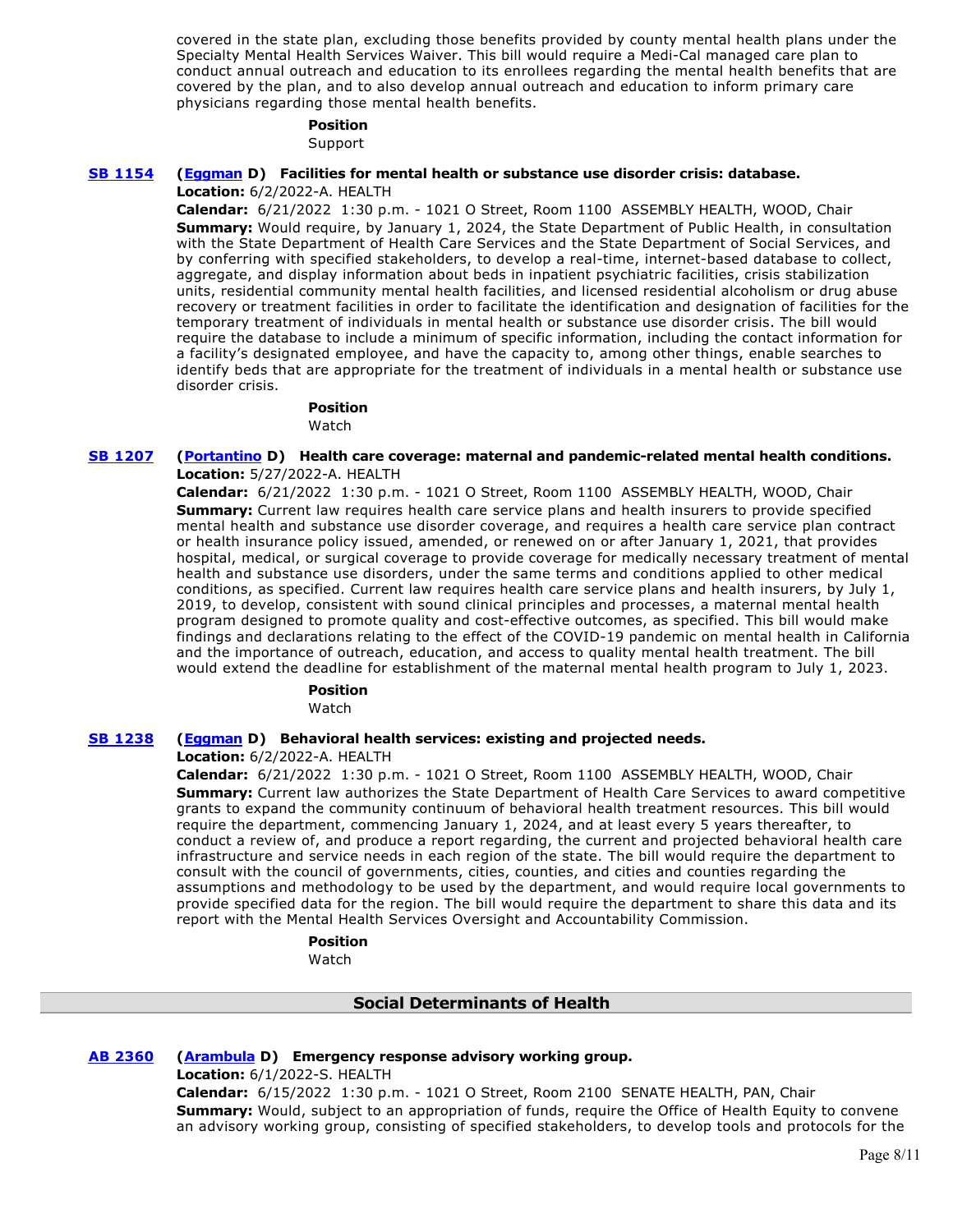covered in the state plan, excluding those benefits provided by county mental health plans under the Specialty Mental Health Services Waiver. This bill would require a Medi-Cal managed care plan to conduct annual outreach and education to its enrollees regarding the mental health benefits that are covered by the plan, and to also develop annual outreach and education to inform primary care physicians regarding those mental health benefits.

**Position**
Support

**SB 1154** **(Eggman D) Facilities for mental health or substance use disorder crisis: database.**
**Location:** 6/2/2022-A. HEALTH
**Calendar:** 6/21/2022 1:30 p.m. - 1021 O Street, Room 1100 ASSEMBLY HEALTH, WOOD, Chair
**Summary:** Would require, by January 1, 2024, the State Department of Public Health, in consultation with the State Department of Health Care Services and the State Department of Social Services, and by conferring with specified stakeholders, to develop a real-time, internet-based database to collect, aggregate, and display information about beds in inpatient psychiatric facilities, crisis stabilization units, residential community mental health facilities, and licensed residential alcoholism or drug abuse recovery or treatment facilities in order to facilitate the identification and designation of facilities for the temporary treatment of individuals in mental health or substance use disorder crisis. The bill would require the database to include a minimum of specific information, including the contact information for a facility's designated employee, and have the capacity to, among other things, enable searches to identify beds that are appropriate for the treatment of individuals in a mental health or substance use disorder crisis.

**Position**
Watch

**SB 1207** **(Portantino D) Health care coverage: maternal and pandemic-related mental health conditions.**
**Location:** 5/27/2022-A. HEALTH
**Calendar:** 6/21/2022 1:30 p.m. - 1021 O Street, Room 1100 ASSEMBLY HEALTH, WOOD, Chair
**Summary:** Current law requires health care service plans and health insurers to provide specified mental health and substance use disorder coverage, and requires a health care service plan contract or health insurance policy issued, amended, or renewed on or after January 1, 2021, that provides hospital, medical, or surgical coverage to provide coverage for medically necessary treatment of mental health and substance use disorders, under the same terms and conditions applied to other medical conditions, as specified. Current law requires health care service plans and health insurers, by July 1, 2019, to develop, consistent with sound clinical principles and processes, a maternal mental health program designed to promote quality and cost-effective outcomes, as specified. This bill would make findings and declarations relating to the effect of the COVID-19 pandemic on mental health in California and the importance of outreach, education, and access to quality mental health treatment. The bill would extend the deadline for establishment of the maternal mental health program to July 1, 2023.

**Position**
Watch

**SB 1238** **(Eggman D) Behavioral health services: existing and projected needs.**
**Location:** 6/2/2022-A. HEALTH
**Calendar:** 6/21/2022 1:30 p.m. - 1021 O Street, Room 1100 ASSEMBLY HEALTH, WOOD, Chair
**Summary:** Current law authorizes the State Department of Health Care Services to award competitive grants to expand the community continuum of behavioral health treatment resources. This bill would require the department, commencing January 1, 2024, and at least every 5 years thereafter, to conduct a review of, and produce a report regarding, the current and projected behavioral health care infrastructure and service needs in each region of the state. The bill would require the department to consult with the council of governments, cities, counties, and cities and counties regarding the assumptions and methodology to be used by the department, and would require local governments to provide specified data for the region. The bill would require the department to share this data and its report with the Mental Health Services Oversight and Accountability Commission.

**Position**
Watch

## Social Determinants of Health

**AB 2360** **(Arambula D) Emergency response advisory working group.**
**Location:** 6/1/2022-S. HEALTH
**Calendar:** 6/15/2022 1:30 p.m. - 1021 O Street, Room 2100 SENATE HEALTH, PAN, Chair
**Summary:** Would, subject to an appropriation of funds, require the Office of Health Equity to convene an advisory working group, consisting of specified stakeholders, to develop tools and protocols for the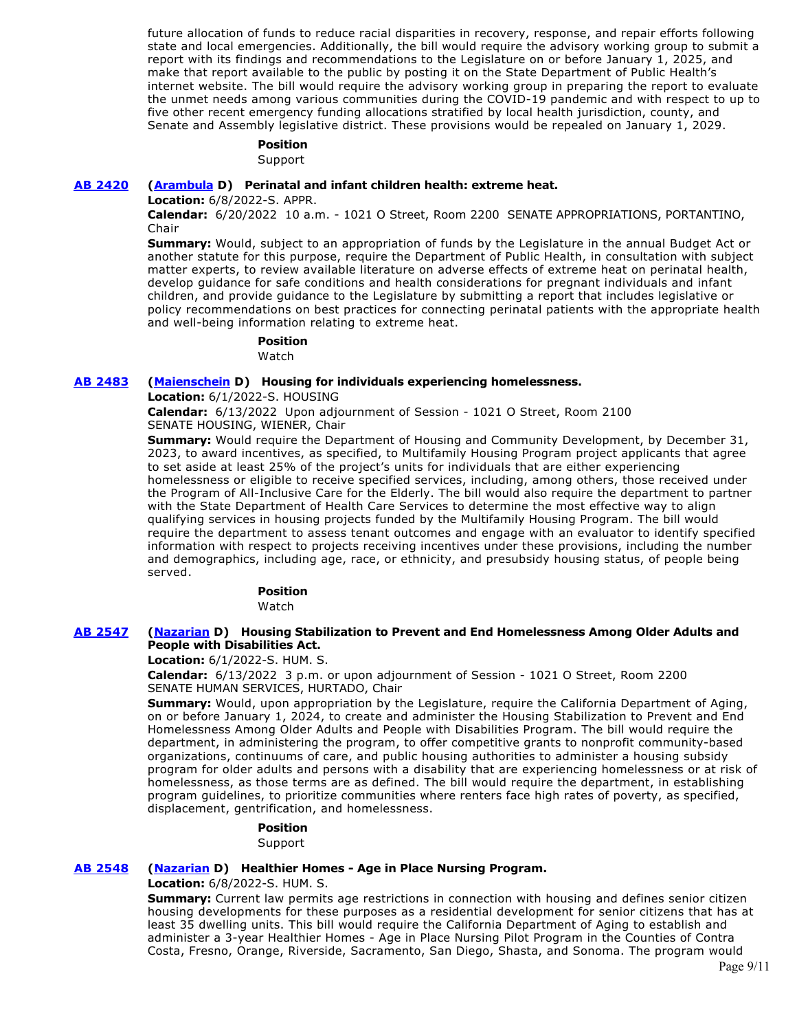future allocation of funds to reduce racial disparities in recovery, response, and repair efforts following state and local emergencies. Additionally, the bill would require the advisory working group to submit a report with its findings and recommendations to the Legislature on or before January 1, 2025, and make that report available to the public by posting it on the State Department of Public Health's internet website. The bill would require the advisory working group in preparing the report to evaluate the unmet needs among various communities during the COVID-19 pandemic and with respect to up to five other recent emergency funding allocations stratified by local health jurisdiction, county, and Senate and Assembly legislative district. These provisions would be repealed on January 1, 2029.

**Position**

Support

**AB 2420** **(Arambula D) Perinatal and infant children health: extreme heat.**

**Location:** 6/8/2022-S. APPR.

**Calendar:** 6/20/2022 10 a.m. - 1021 O Street, Room 2200 SENATE APPROPRIATIONS, PORTANTINO, Chair

**Summary:** Would, subject to an appropriation of funds by the Legislature in the annual Budget Act or another statute for this purpose, require the Department of Public Health, in consultation with subject matter experts, to review available literature on adverse effects of extreme heat on perinatal health, develop guidance for safe conditions and health considerations for pregnant individuals and infant children, and provide guidance to the Legislature by submitting a report that includes legislative or policy recommendations on best practices for connecting perinatal patients with the appropriate health and well-being information relating to extreme heat.

**Position**

Watch

**AB 2483** **(Maienschein D) Housing for individuals experiencing homelessness.**

**Location:** 6/1/2022-S. HOUSING

**Calendar:** 6/13/2022 Upon adjournment of Session - 1021 O Street, Room 2100 SENATE HOUSING, WIENER, Chair

**Summary:** Would require the Department of Housing and Community Development, by December 31, 2023, to award incentives, as specified, to Multifamily Housing Program project applicants that agree to set aside at least 25% of the project's units for individuals that are either experiencing homelessness or eligible to receive specified services, including, among others, those received under the Program of All-Inclusive Care for the Elderly. The bill would also require the department to partner with the State Department of Health Care Services to determine the most effective way to align qualifying services in housing projects funded by the Multifamily Housing Program. The bill would require the department to assess tenant outcomes and engage with an evaluator to identify specified information with respect to projects receiving incentives under these provisions, including the number and demographics, including age, race, or ethnicity, and presubsidy housing status, of people being served.

**Position**

Watch

**AB 2547** **(Nazarian D) Housing Stabilization to Prevent and End Homelessness Among Older Adults and People with Disabilities Act.**

**Location:** 6/1/2022-S. HUM. S.

**Calendar:** 6/13/2022 3 p.m. or upon adjournment of Session - 1021 O Street, Room 2200 SENATE HUMAN SERVICES, HURTADO, Chair

**Summary:** Would, upon appropriation by the Legislature, require the California Department of Aging, on or before January 1, 2024, to create and administer the Housing Stabilization to Prevent and End Homelessness Among Older Adults and People with Disabilities Program. The bill would require the department, in administering the program, to offer competitive grants to nonprofit community-based organizations, continuums of care, and public housing authorities to administer a housing subsidy program for older adults and persons with a disability that are experiencing homelessness or at risk of homelessness, as those terms are as defined. The bill would require the department, in establishing program guidelines, to prioritize communities where renters face high rates of poverty, as specified, displacement, gentrification, and homelessness.

**Position**

Support

**AB 2548** **(Nazarian D) Healthier Homes - Age in Place Nursing Program.**

**Location:** 6/8/2022-S. HUM. S.

**Summary:** Current law permits age restrictions in connection with housing and defines senior citizen housing developments for these purposes as a residential development for senior citizens that has at least 35 dwelling units. This bill would require the California Department of Aging to establish and administer a 3-year Healthier Homes - Age in Place Nursing Pilot Program in the Counties of Contra Costa, Fresno, Orange, Riverside, Sacramento, San Diego, Shasta, and Sonoma. The program would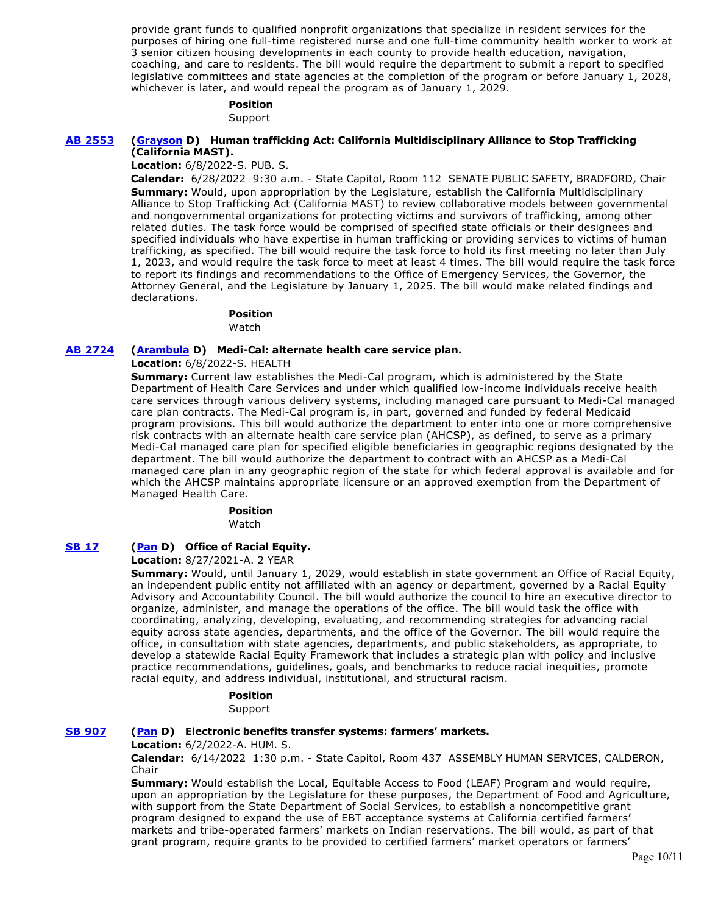provide grant funds to qualified nonprofit organizations that specialize in resident services for the purposes of hiring one full-time registered nurse and one full-time community health worker to work at 3 senior citizen housing developments in each county to provide health education, navigation, coaching, and care to residents. The bill would require the department to submit a report to specified legislative committees and state agencies at the completion of the program or before January 1, 2028, whichever is later, and would repeal the program as of January 1, 2029.

**Position**

Support

**AB 2553** **(Grayson D) Human trafficking Act: California Multidisciplinary Alliance to Stop Trafficking (California MAST).**

**Location:** 6/8/2022-S. PUB. S.

**Calendar:** 6/28/2022 9:30 a.m. - State Capitol, Room 112 SENATE PUBLIC SAFETY, BRADFORD, Chair

**Summary:** Would, upon appropriation by the Legislature, establish the California Multidisciplinary Alliance to Stop Trafficking Act (California MAST) to review collaborative models between governmental and nongovernmental organizations for protecting victims and survivors of trafficking, among other related duties. The task force would be comprised of specified state officials or their designees and specified individuals who have expertise in human trafficking or providing services to victims of human trafficking, as specified. The bill would require the task force to hold its first meeting no later than July 1, 2023, and would require the task force to meet at least 4 times. The bill would require the task force to report its findings and recommendations to the Office of Emergency Services, the Governor, the Attorney General, and the Legislature by January 1, 2025. The bill would make related findings and declarations.

**Position**

Watch

**AB 2724** **(Arambula D) Medi-Cal: alternate health care service plan.**

**Location:** 6/8/2022-S. HEALTH

**Summary:** Current law establishes the Medi-Cal program, which is administered by the State Department of Health Care Services and under which qualified low-income individuals receive health care services through various delivery systems, including managed care pursuant to Medi-Cal managed care plan contracts. The Medi-Cal program is, in part, governed and funded by federal Medicaid program provisions. This bill would authorize the department to enter into one or more comprehensive risk contracts with an alternate health care service plan (AHCSP), as defined, to serve as a primary Medi-Cal managed care plan for specified eligible beneficiaries in geographic regions designated by the department. The bill would authorize the department to contract with an AHCSP as a Medi-Cal managed care plan in any geographic region of the state for which federal approval is available and for which the AHCSP maintains appropriate licensure or an approved exemption from the Department of Managed Health Care.

**Position**

Watch

**SB 17** **(Pan D) Office of Racial Equity.**

**Location:** 8/27/2021-A. 2 YEAR

**Summary:** Would, until January 1, 2029, would establish in state government an Office of Racial Equity, an independent public entity not affiliated with an agency or department, governed by a Racial Equity Advisory and Accountability Council. The bill would authorize the council to hire an executive director to organize, administer, and manage the operations of the office. The bill would task the office with coordinating, analyzing, developing, evaluating, and recommending strategies for advancing racial equity across state agencies, departments, and the office of the Governor. The bill would require the office, in consultation with state agencies, departments, and public stakeholders, as appropriate, to develop a statewide Racial Equity Framework that includes a strategic plan with policy and inclusive practice recommendations, guidelines, goals, and benchmarks to reduce racial inequities, promote racial equity, and address individual, institutional, and structural racism.

**Position**

Support

**SB 907** **(Pan D) Electronic benefits transfer systems: farmers' markets.**

**Location:** 6/2/2022-A. HUM. S.

**Calendar:** 6/14/2022 1:30 p.m. - State Capitol, Room 437 ASSEMBLY HUMAN SERVICES, CALDERON, Chair

**Summary:** Would establish the Local, Equitable Access to Food (LEAF) Program and would require, upon an appropriation by the Legislature for these purposes, the Department of Food and Agriculture, with support from the State Department of Social Services, to establish a noncompetitive grant program designed to expand the use of EBT acceptance systems at California certified farmers' markets and tribe-operated farmers' markets on Indian reservations. The bill would, as part of that grant program, require grants to be provided to certified farmers' market operators or farmers'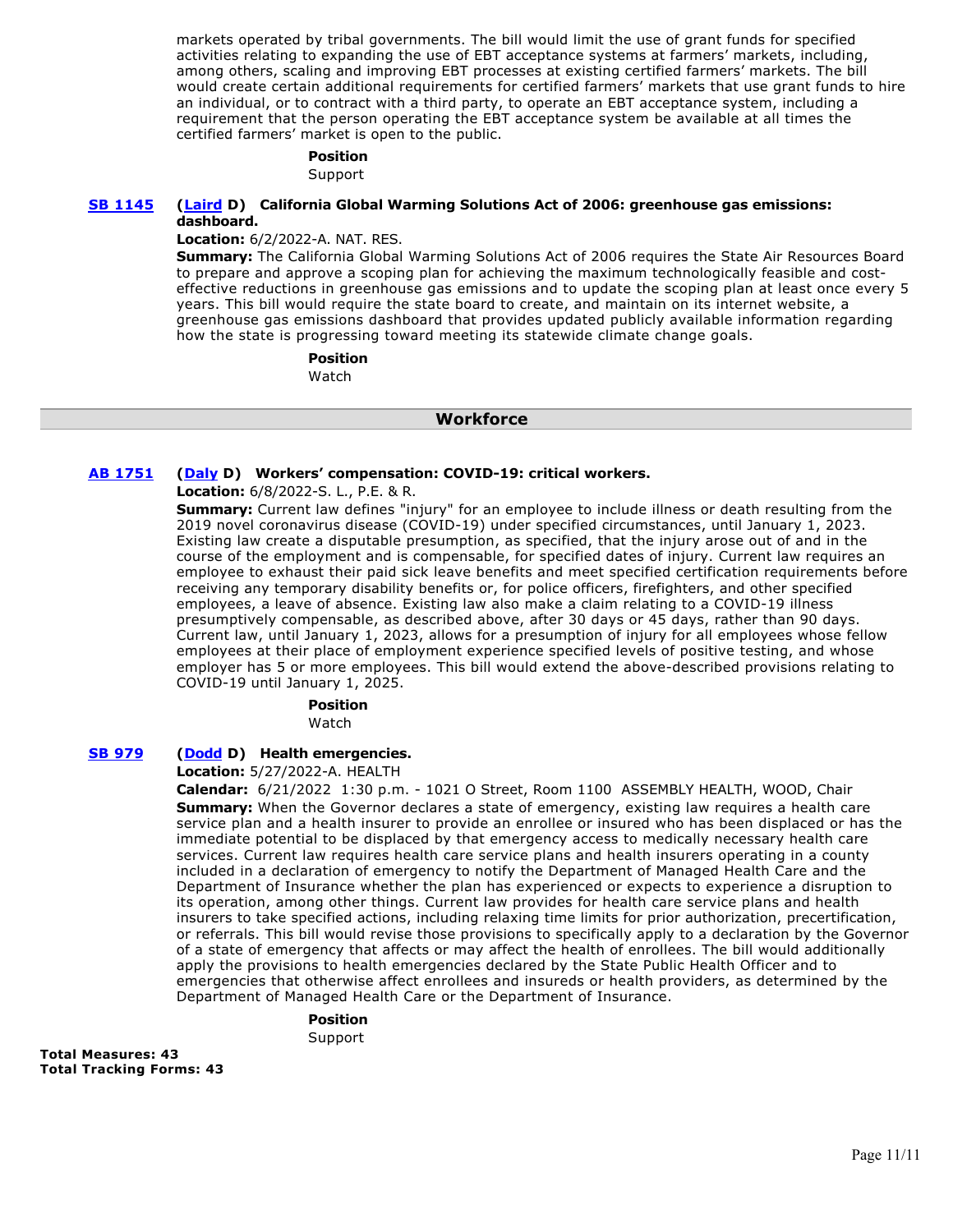markets operated by tribal governments. The bill would limit the use of grant funds for specified activities relating to expanding the use of EBT acceptance systems at farmers' markets, including, among others, scaling and improving EBT processes at existing certified farmers' markets. The bill would create certain additional requirements for certified farmers' markets that use grant funds to hire an individual, or to contract with a third party, to operate an EBT acceptance system, including a requirement that the person operating the EBT acceptance system be available at all times the certified farmers' market is open to the public.

**Position**
Support

**SB 1145** **(Laird D) California Global Warming Solutions Act of 2006: greenhouse gas emissions: dashboard.**

**Location:** 6/2/2022-A. NAT. RES.

**Summary:** The California Global Warming Solutions Act of 2006 requires the State Air Resources Board to prepare and approve a scoping plan for achieving the maximum technologically feasible and cost-effective reductions in greenhouse gas emissions and to update the scoping plan at least once every 5 years. This bill would require the state board to create, and maintain on its internet website, a greenhouse gas emissions dashboard that provides updated publicly available information regarding how the state is progressing toward meeting its statewide climate change goals.

**Position**
Watch

## Workforce

**AB 1751** **(Daly D) Workers' compensation: COVID-19: critical workers.**

**Location:** 6/8/2022-S. L., P.E. & R.

**Summary:** Current law defines "injury" for an employee to include illness or death resulting from the 2019 novel coronavirus disease (COVID-19) under specified circumstances, until January 1, 2023. Existing law create a disputable presumption, as specified, that the injury arose out of and in the course of the employment and is compensable, for specified dates of injury. Current law requires an employee to exhaust their paid sick leave benefits and meet specified certification requirements before receiving any temporary disability benefits or, for police officers, firefighters, and other specified employees, a leave of absence. Existing law also make a claim relating to a COVID-19 illness presumptively compensable, as described above, after 30 days or 45 days, rather than 90 days. Current law, until January 1, 2023, allows for a presumption of injury for all employees whose fellow employees at their place of employment experience specified levels of positive testing, and whose employer has 5 or more employees. This bill would extend the above-described provisions relating to COVID-19 until January 1, 2025.

**Position**
Watch

**SB 979** **(Dodd D) Health emergencies.**

**Location:** 5/27/2022-A. HEALTH

**Calendar:** 6/21/2022 1:30 p.m. - 1021 O Street, Room 1100 ASSEMBLY HEALTH, WOOD, Chair

**Summary:** When the Governor declares a state of emergency, existing law requires a health care service plan and a health insurer to provide an enrollee or insured who has been displaced or has the immediate potential to be displaced by that emergency access to medically necessary health care services. Current law requires health care service plans and health insurers operating in a county included in a declaration of emergency to notify the Department of Managed Health Care and the Department of Insurance whether the plan has experienced or expects to experience a disruption to its operation, among other things. Current law provides for health care service plans and health insurers to take specified actions, including relaxing time limits for prior authorization, precertification, or referrals. This bill would revise those provisions to specifically apply to a declaration by the Governor of a state of emergency that affects or may affect the health of enrollees. The bill would additionally apply the provisions to health emergencies declared by the State Public Health Officer and to emergencies that otherwise affect enrollees and insureds or health providers, as determined by the Department of Managed Health Care or the Department of Insurance.

**Position**
Support

**Total Measures: 43**
**Total Tracking Forms: 43**